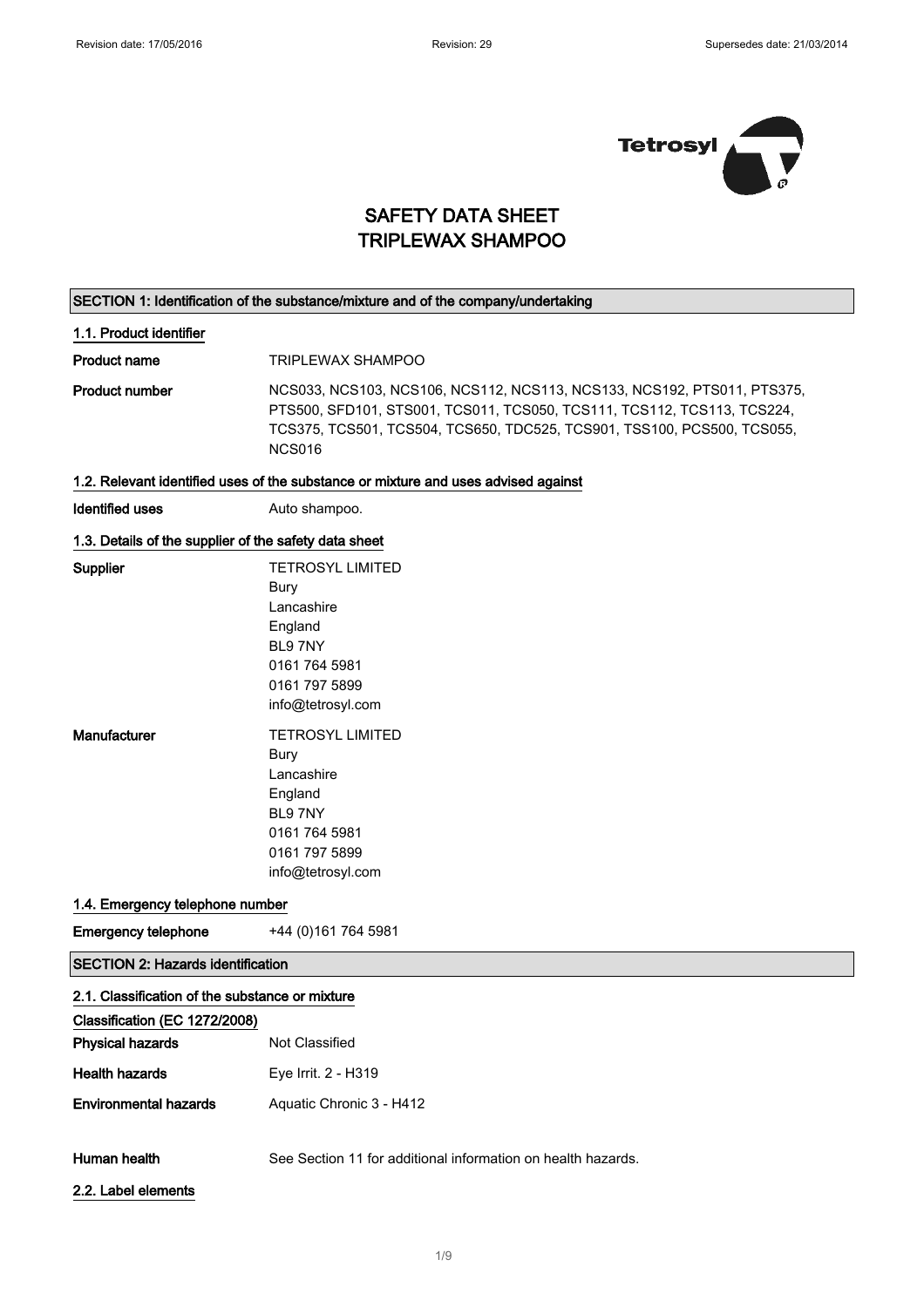# SAFETY DATA SHEET
# TRIPLEWAX SHAMPOO

## SECTION 1: Identification of the substance/mixture and of the company/undertaking

### 1.1. Product identifier

**Product name** TRIPLEWAX SHAMPOO

**Product number** NCS033, NCS103, NCS106, NCS112, NCS113, NCS133, NCS192, PTS011, PTS375, PTS500, SFD101, STS001, TCS011, TCS050, TCS111, TCS112, TCS113, TCS224, TCS375, TCS501, TCS504, TCS650, TDC525, TCS901, TSS100, PCS500, TCS055, NCS016

### 1.2. Relevant identified uses of the substance or mixture and uses advised against

**Identified uses** Auto shampoo.

### 1.3. Details of the supplier of the safety data sheet

**Supplier**
TETROSYL LIMITED
Bury
Lancashire
England
BL9 7NY
0161 764 5981
0161 797 5899
info@tetrosyl.com

**Manufacturer**
TETROSYL LIMITED
Bury
Lancashire
England
BL9 7NY
0161 764 5981
0161 797 5899
info@tetrosyl.com

### 1.4. Emergency telephone number

**Emergency telephone** +44 (0)161 764 5981

## SECTION 2: Hazards identification

### 2.1. Classification of the substance or mixture

**Classification (EC 1272/2008)**

**Physical hazards** Not Classified

**Health hazards** Eye Irrit. 2 - H319

**Environmental hazards** Aquatic Chronic 3 - H412

**Human health** See Section 11 for additional information on health hazards.

### 2.2. Label elements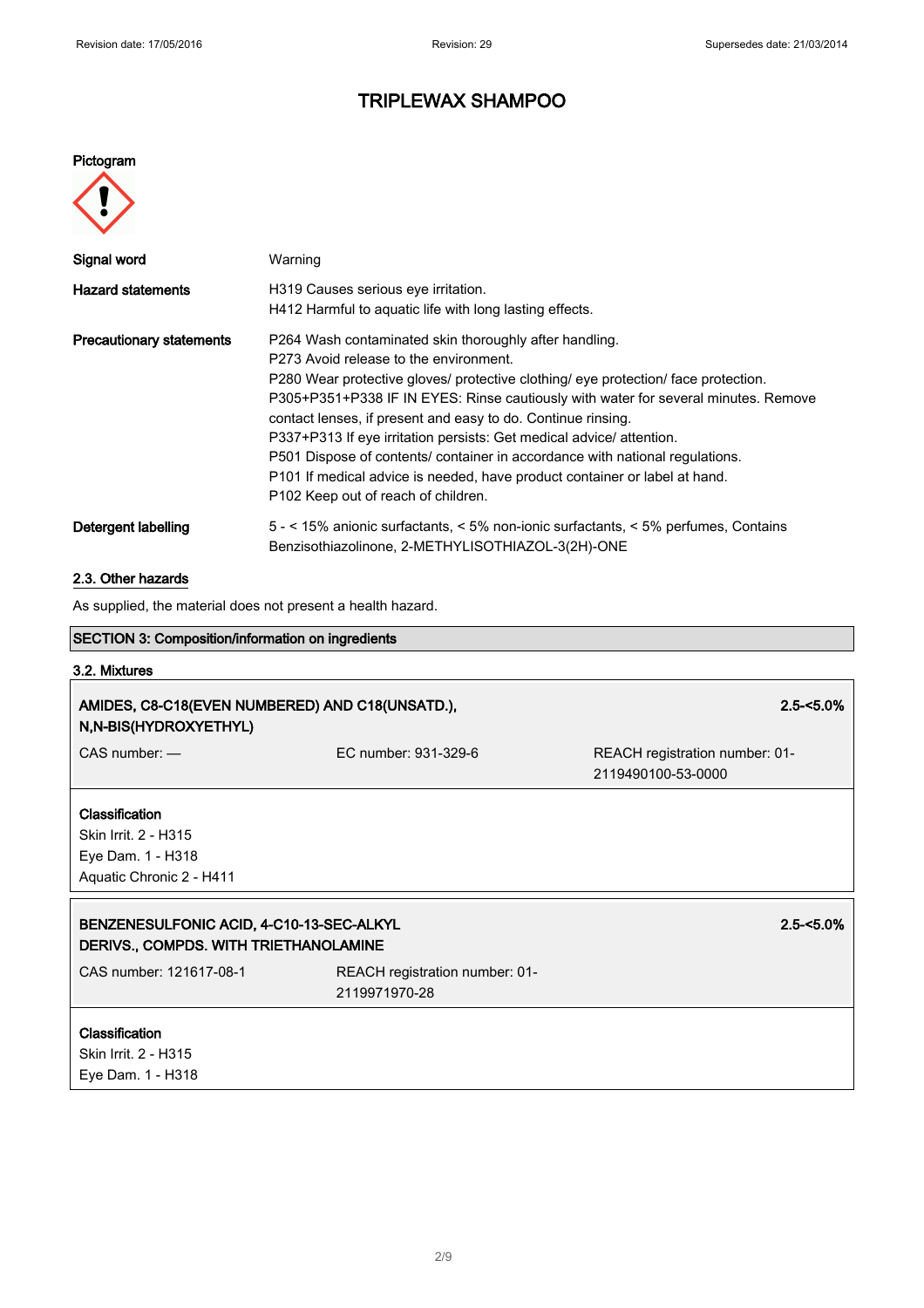# TRIPLEWAX SHAMPOO

**Pictogram**

**Signal word** Warning

**Hazard statements**
H319 Causes serious eye irritation.
H412 Harmful to aquatic life with long lasting effects.

**Precautionary statements**
P264 Wash contaminated skin thoroughly after handling.
P273 Avoid release to the environment.
P280 Wear protective gloves/ protective clothing/ eye protection/ face protection.
P305+P351+P338 IF IN EYES: Rinse cautiously with water for several minutes. Remove contact lenses, if present and easy to do. Continue rinsing.
P337+P313 If eye irritation persists: Get medical advice/ attention.
P501 Dispose of contents/ container in accordance with national regulations.
P101 If medical advice is needed, have product container or label at hand.
P102 Keep out of reach of children.

**Detergent labelling**
5 - < 15% anionic surfactants, < 5% non-ionic surfactants, < 5% perfumes, Contains Benzisothiazolinone, 2-METHYLISOTHIAZOL-3(2H)-ONE

## 2.3. Other hazards

As supplied, the material does not present a health hazard.

## SECTION 3: Composition/information on ingredients

### 3.2. Mixtures

**AMIDES, C8-C18(EVEN NUMBERED) AND C18(UNSATD.), N,N-BIS(HYDROXYETHYL)** — **2.5-<5.0%**

| CAS number: — | EC number: 931-329-6 | REACH registration number: 01-2119490100-53-0000 |
|---|---|---|

**Classification**
Skin Irrit. 2 - H315
Eye Dam. 1 - H318
Aquatic Chronic 2 - H411

**BENZENESULFONIC ACID, 4-C10-13-SEC-ALKYL DERIVS., COMPDS. WITH TRIETHANOLAMINE** — **2.5-<5.0%**

| CAS number: 121617-08-1 | REACH registration number: 01-2119971970-28 |
|---|---|

**Classification**
Skin Irrit. 2 - H315
Eye Dam. 1 - H318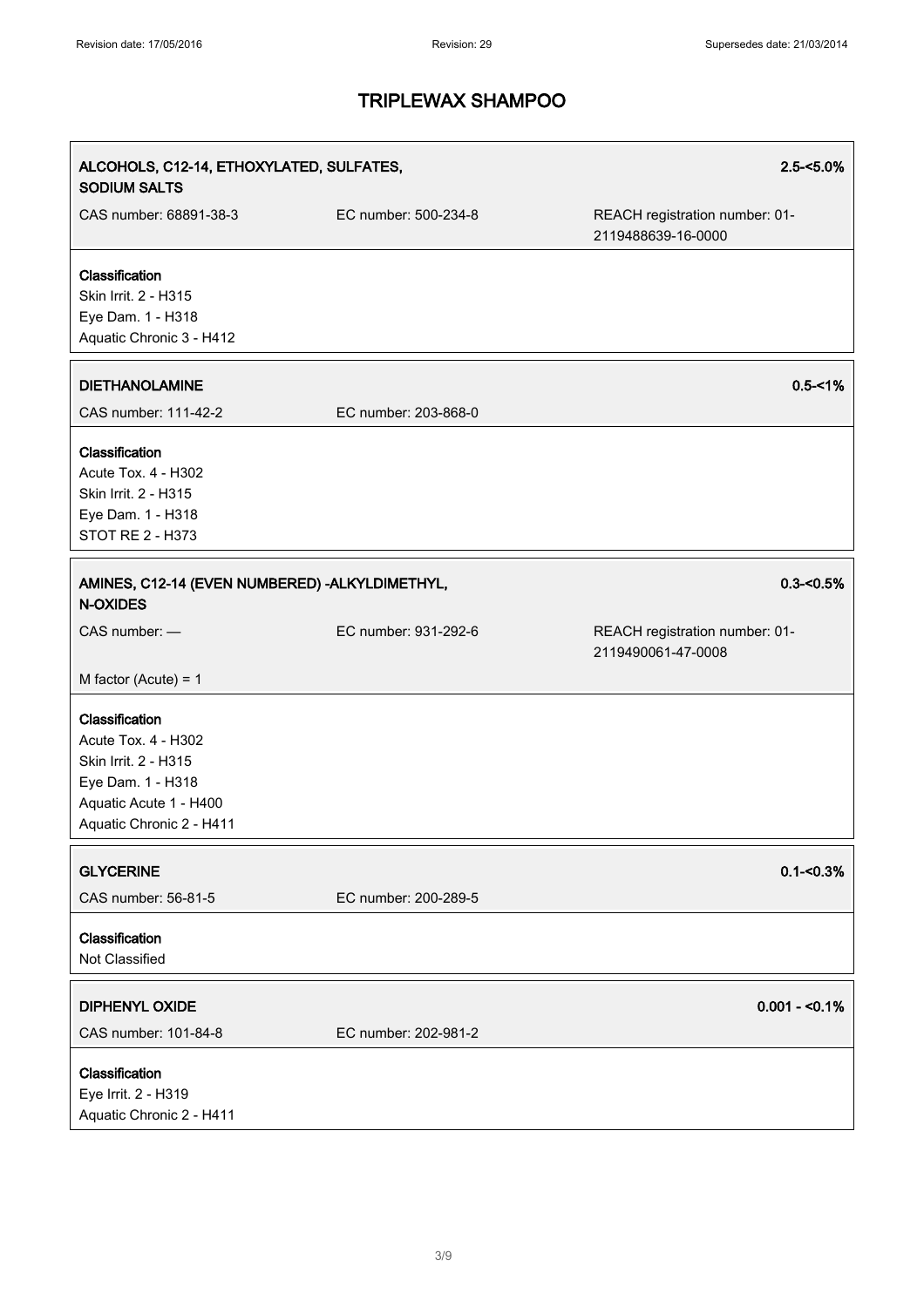# TRIPLEWAX SHAMPOO

| ALCOHOLS, C12-14, ETHOXYLATED, SULFATES, SODIUM SALTS | | 2.5-<5.0% |
|---|---|---|
| CAS number: 68891-38-3 | EC number: 500-234-8 | REACH registration number: 01-2119488639-16-0000 |

**Classification**
Skin Irrit. 2 - H315
Eye Dam. 1 - H318
Aquatic Chronic 3 - H412

| DIETHANOLAMINE | | 0.5-<1% |
|---|---|---|
| CAS number: 111-42-2 | EC number: 203-868-0 | |

**Classification**
Acute Tox. 4 - H302
Skin Irrit. 2 - H315
Eye Dam. 1 - H318
STOT RE 2 - H373

| AMINES, C12-14 (EVEN NUMBERED) -ALKYLDIMETHYL, N-OXIDES | | 0.3-<0.5% |
|---|---|---|
| CAS number: — | EC number: 931-292-6 | REACH registration number: 01-2119490061-47-0008 |
| M factor (Acute) = 1 | | |

**Classification**
Acute Tox. 4 - H302
Skin Irrit. 2 - H315
Eye Dam. 1 - H318
Aquatic Acute 1 - H400
Aquatic Chronic 2 - H411

| GLYCERINE | | 0.1-<0.3% |
|---|---|---|
| CAS number: 56-81-5 | EC number: 200-289-5 | |

**Classification**
Not Classified

| DIPHENYL OXIDE | | 0.001 - <0.1% |
|---|---|---|
| CAS number: 101-84-8 | EC number: 202-981-2 | |

**Classification**
Eye Irrit. 2 - H319
Aquatic Chronic 2 - H411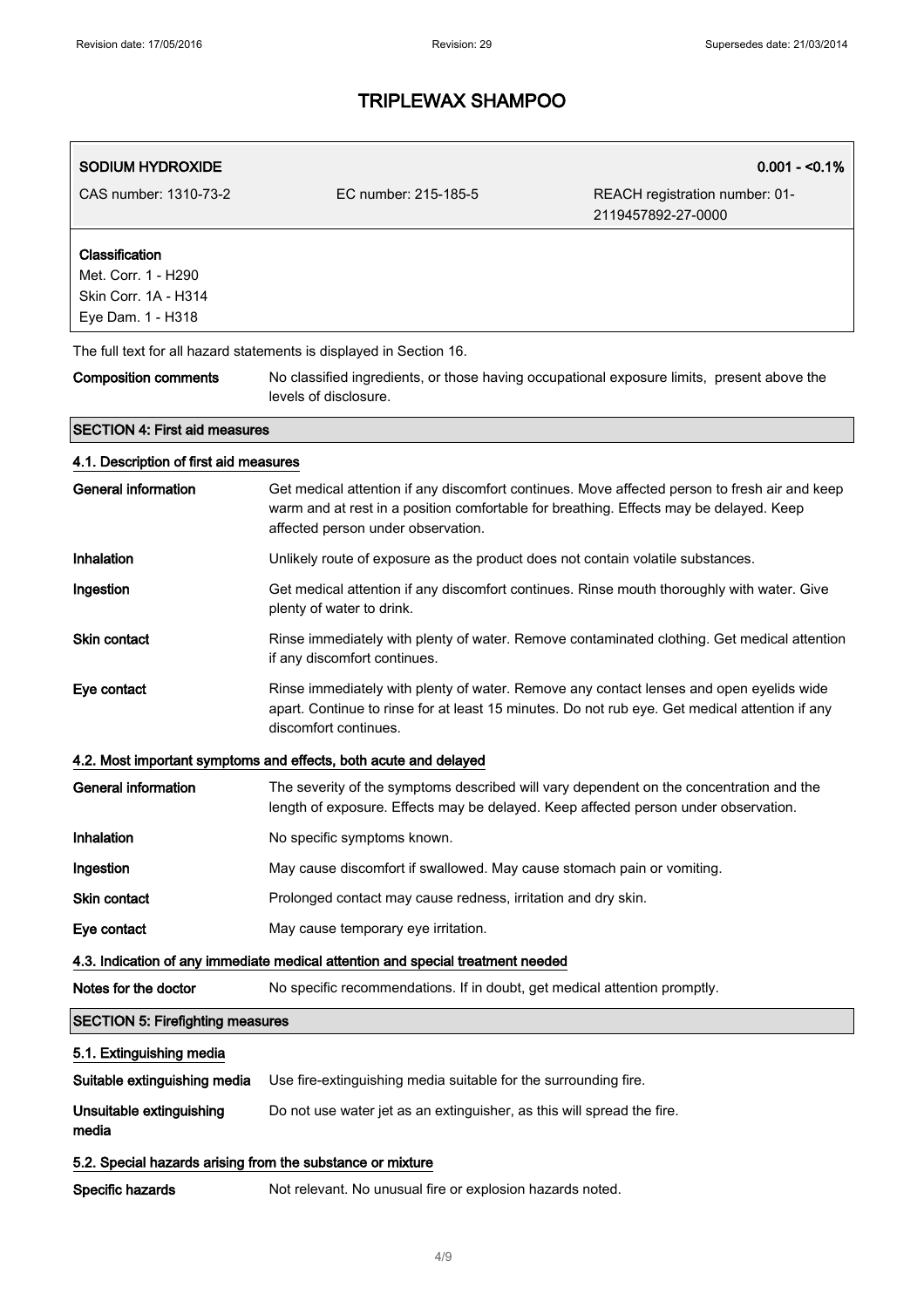**SODIUM HYDROXIDE** **0.001 - <0.1%**

CAS number: 1310-73-2 EC number: 215-185-5 REACH registration number: 01-2119457892-27-0000

**Classification**
Met. Corr. 1 - H290
Skin Corr. 1A - H314
Eye Dam. 1 - H318

The full text for all hazard statements is displayed in Section 16.

**Composition comments** No classified ingredients, or those having occupational exposure limits, present above the levels of disclosure.

## SECTION 4: First aid measures

### 4.1. Description of first aid measures

**General information** Get medical attention if any discomfort continues. Move affected person to fresh air and keep warm and at rest in a position comfortable for breathing. Effects may be delayed. Keep affected person under observation.

**Inhalation** Unlikely route of exposure as the product does not contain volatile substances.

**Ingestion** Get medical attention if any discomfort continues. Rinse mouth thoroughly with water. Give plenty of water to drink.

**Skin contact** Rinse immediately with plenty of water. Remove contaminated clothing. Get medical attention if any discomfort continues.

**Eye contact** Rinse immediately with plenty of water. Remove any contact lenses and open eyelids wide apart. Continue to rinse for at least 15 minutes. Do not rub eye. Get medical attention if any discomfort continues.

### 4.2. Most important symptoms and effects, both acute and delayed

**General information** The severity of the symptoms described will vary dependent on the concentration and the length of exposure. Effects may be delayed. Keep affected person under observation.

**Inhalation** No specific symptoms known.

**Ingestion** May cause discomfort if swallowed. May cause stomach pain or vomiting.

**Skin contact** Prolonged contact may cause redness, irritation and dry skin.

**Eye contact** May cause temporary eye irritation.

### 4.3. Indication of any immediate medical attention and special treatment needed

**Notes for the doctor** No specific recommendations. If in doubt, get medical attention promptly.

## SECTION 5: Firefighting measures

### 5.1. Extinguishing media

**Suitable extinguishing media** Use fire-extinguishing media suitable for the surrounding fire.

**Unsuitable extinguishing media** Do not use water jet as an extinguisher, as this will spread the fire.

### 5.2. Special hazards arising from the substance or mixture

**Specific hazards** Not relevant. No unusual fire or explosion hazards noted.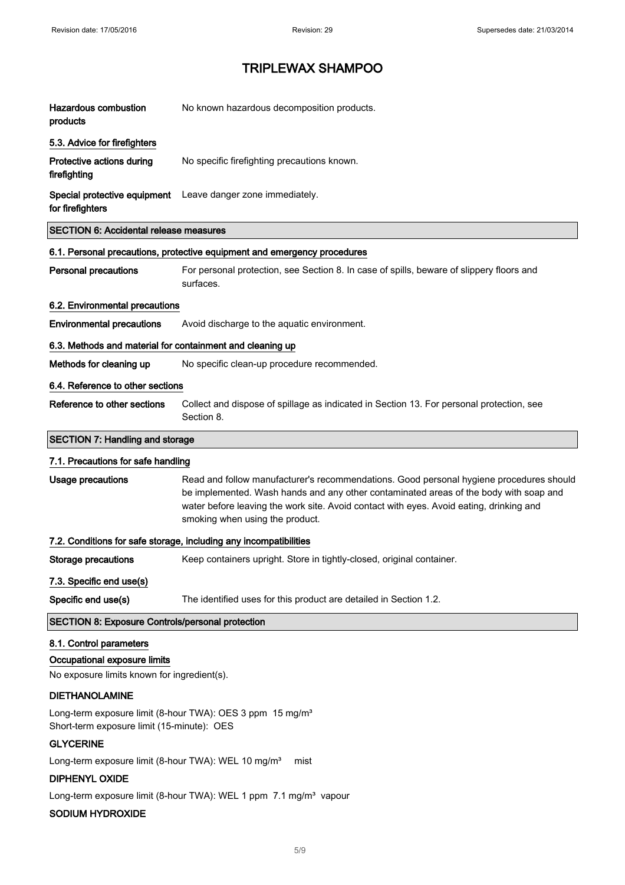# TRIPLEWAX SHAMPOO

| | |
|---|---|
| **Hazardous combustion products** | No known hazardous decomposition products. |

### 5.3. Advice for firefighters

| | |
|---|---|
| **Protective actions during firefighting** | No specific firefighting precautions known. |
| **Special protective equipment for firefighters** | Leave danger zone immediately. |

## SECTION 6: Accidental release measures

### 6.1. Personal precautions, protective equipment and emergency procedures

| | |
|---|---|
| **Personal precautions** | For personal protection, see Section 8. In case of spills, beware of slippery floors and surfaces. |

### 6.2. Environmental precautions

| | |
|---|---|
| **Environmental precautions** | Avoid discharge to the aquatic environment. |

### 6.3. Methods and material for containment and cleaning up

| | |
|---|---|
| **Methods for cleaning up** | No specific clean-up procedure recommended. |

### 6.4. Reference to other sections

| | |
|---|---|
| **Reference to other sections** | Collect and dispose of spillage as indicated in Section 13. For personal protection, see Section 8. |

## SECTION 7: Handling and storage

### 7.1. Precautions for safe handling

| | |
|---|---|
| **Usage precautions** | Read and follow manufacturer's recommendations. Good personal hygiene procedures should be implemented. Wash hands and any other contaminated areas of the body with soap and water before leaving the work site. Avoid contact with eyes. Avoid eating, drinking and smoking when using the product. |

### 7.2. Conditions for safe storage, including any incompatibilities

| | |
|---|---|
| **Storage precautions** | Keep containers upright. Store in tightly-closed, original container. |

### 7.3. Specific end use(s)

| | |
|---|---|
| **Specific end use(s)** | The identified uses for this product are detailed in Section 1.2. |

## SECTION 8: Exposure Controls/personal protection

### 8.1. Control parameters

**Occupational exposure limits**

No exposure limits known for ingredient(s).

**DIETHANOLAMINE**

Long-term exposure limit (8-hour TWA): OES 3 ppm 15 mg/m³
Short-term exposure limit (15-minute): OES

**GLYCERINE**

Long-term exposure limit (8-hour TWA): WEL 10 mg/m³ mist

**DIPHENYL OXIDE**

Long-term exposure limit (8-hour TWA): WEL 1 ppm 7.1 mg/m³ vapour

**SODIUM HYDROXIDE**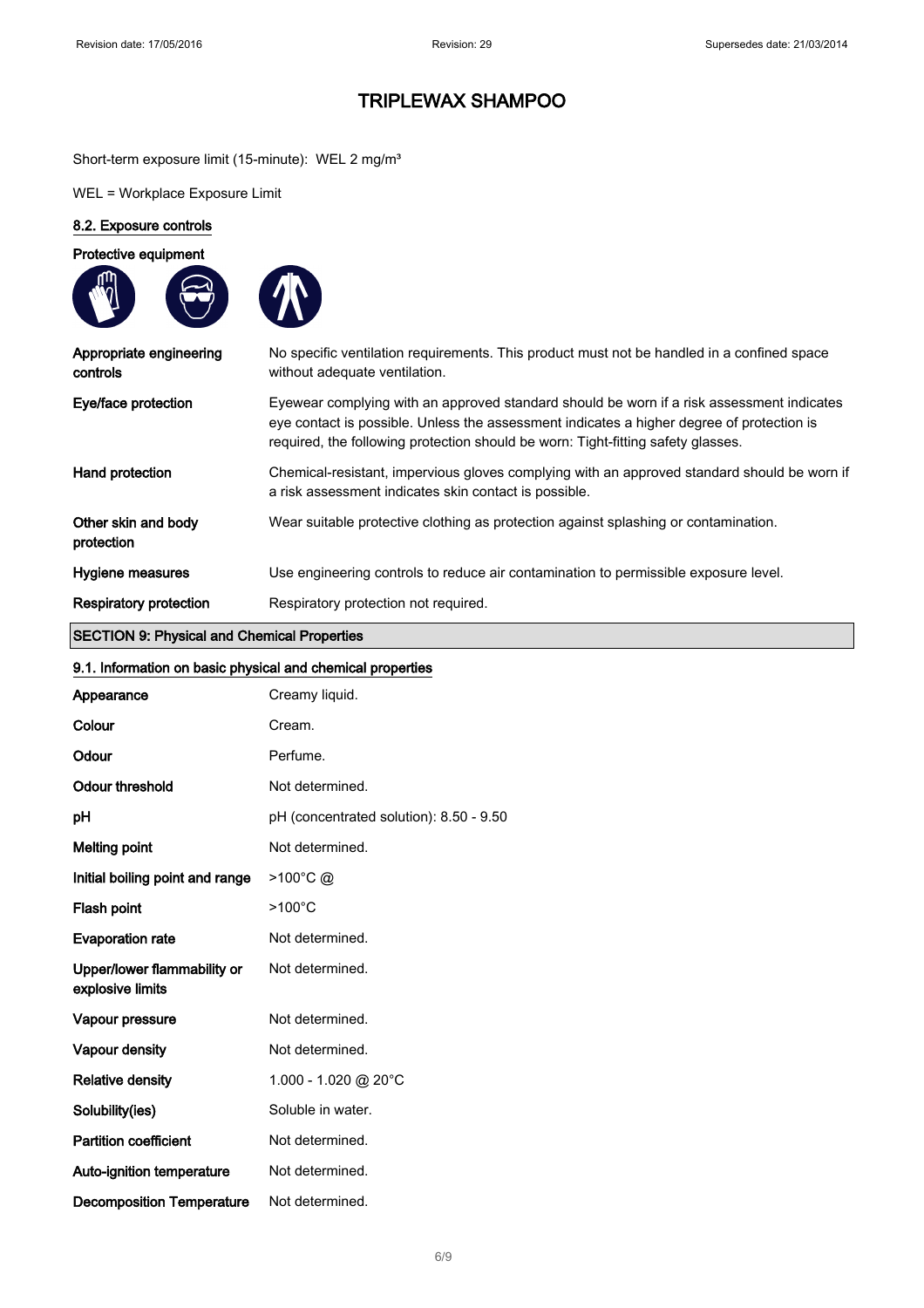Short-term exposure limit (15-minute): WEL 2 mg/m³

WEL = Workplace Exposure Limit

### 8.2. Exposure controls

**Protective equipment**

| | |
|---|---|
| **Appropriate engineering controls** | No specific ventilation requirements. This product must not be handled in a confined space without adequate ventilation. |
| **Eye/face protection** | Eyewear complying with an approved standard should be worn if a risk assessment indicates eye contact is possible. Unless the assessment indicates a higher degree of protection is required, the following protection should be worn: Tight-fitting safety glasses. |
| **Hand protection** | Chemical-resistant, impervious gloves complying with an approved standard should be worn if a risk assessment indicates skin contact is possible. |
| **Other skin and body protection** | Wear suitable protective clothing as protection against splashing or contamination. |
| **Hygiene measures** | Use engineering controls to reduce air contamination to permissible exposure level. |
| **Respiratory protection** | Respiratory protection not required. |

## SECTION 9: Physical and Chemical Properties

### 9.1. Information on basic physical and chemical properties

| | |
|---|---|
| **Appearance** | Creamy liquid. |
| **Colour** | Cream. |
| **Odour** | Perfume. |
| **Odour threshold** | Not determined. |
| **pH** | pH (concentrated solution): 8.50 - 9.50 |
| **Melting point** | Not determined. |
| **Initial boiling point and range** | >100°C @ |
| **Flash point** | >100°C |
| **Evaporation rate** | Not determined. |
| **Upper/lower flammability or explosive limits** | Not determined. |
| **Vapour pressure** | Not determined. |
| **Vapour density** | Not determined. |
| **Relative density** | 1.000 - 1.020 @ 20°C |
| **Solubility(ies)** | Soluble in water. |
| **Partition coefficient** | Not determined. |
| **Auto-ignition temperature** | Not determined. |
| **Decomposition Temperature** | Not determined. |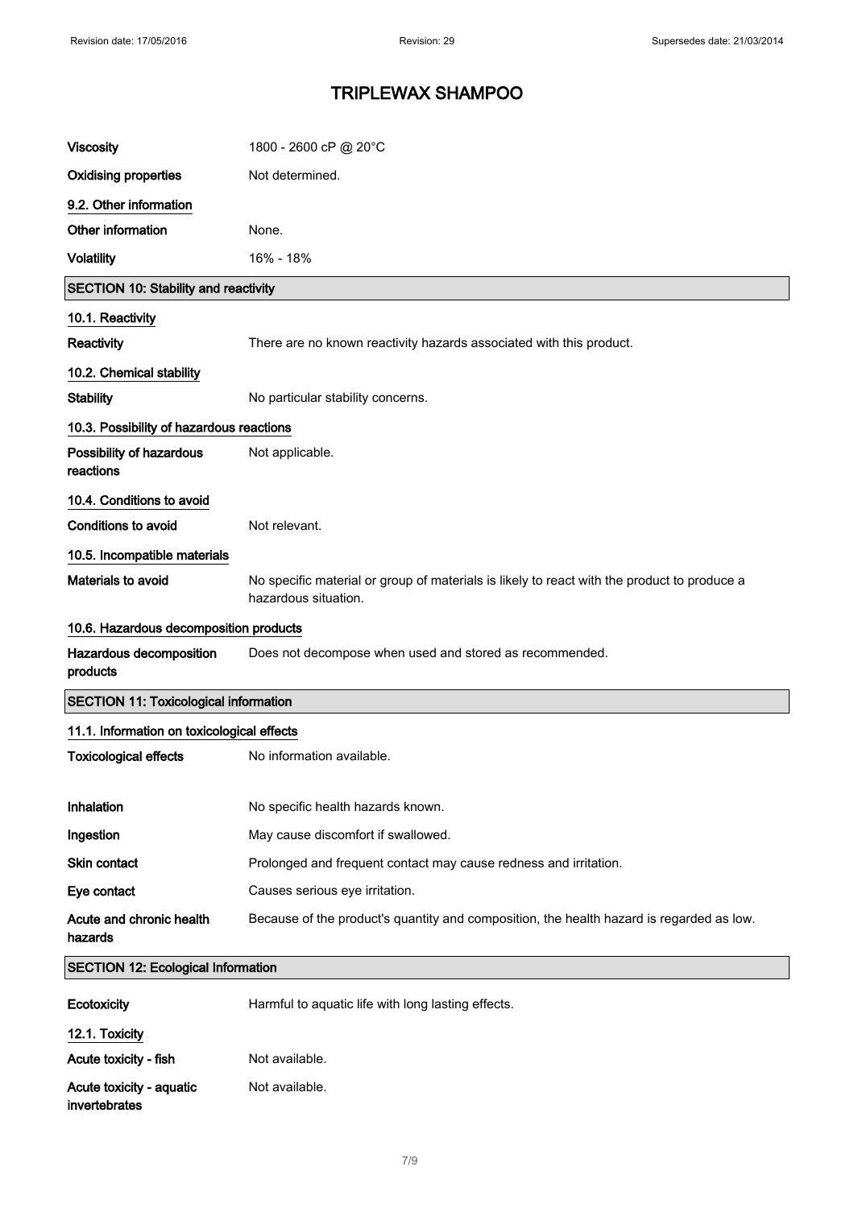| | |
|---|---|
| **Viscosity** | 1800 - 2600 cP @ 20°C |
| **Oxidising properties** | Not determined. |

**9.2. Other information**

| | |
|---|---|
| **Other information** | None. |
| **Volatility** | 16% - 18% |

## SECTION 10: Stability and reactivity

**10.1. Reactivity**

| | |
|---|---|
| **Reactivity** | There are no known reactivity hazards associated with this product. |

**10.2. Chemical stability**

| | |
|---|---|
| **Stability** | No particular stability concerns. |

**10.3. Possibility of hazardous reactions**

| | |
|---|---|
| **Possibility of hazardous reactions** | Not applicable. |

**10.4. Conditions to avoid**

| | |
|---|---|
| **Conditions to avoid** | Not relevant. |

**10.5. Incompatible materials**

| | |
|---|---|
| **Materials to avoid** | No specific material or group of materials is likely to react with the product to produce a hazardous situation. |

**10.6. Hazardous decomposition products**

| | |
|---|---|
| **Hazardous decomposition products** | Does not decompose when used and stored as recommended. |

## SECTION 11: Toxicological information

**11.1. Information on toxicological effects**

| | |
|---|---|
| **Toxicological effects** | No information available. |
| **Inhalation** | No specific health hazards known. |
| **Ingestion** | May cause discomfort if swallowed. |
| **Skin contact** | Prolonged and frequent contact may cause redness and irritation. |
| **Eye contact** | Causes serious eye irritation. |
| **Acute and chronic health hazards** | Because of the product's quantity and composition, the health hazard is regarded as low. |

## SECTION 12: Ecological Information

| | |
|---|---|
| **Ecotoxicity** | Harmful to aquatic life with long lasting effects. |

**12.1. Toxicity**

| | |
|---|---|
| **Acute toxicity - fish** | Not available. |
| **Acute toxicity - aquatic invertebrates** | Not available. |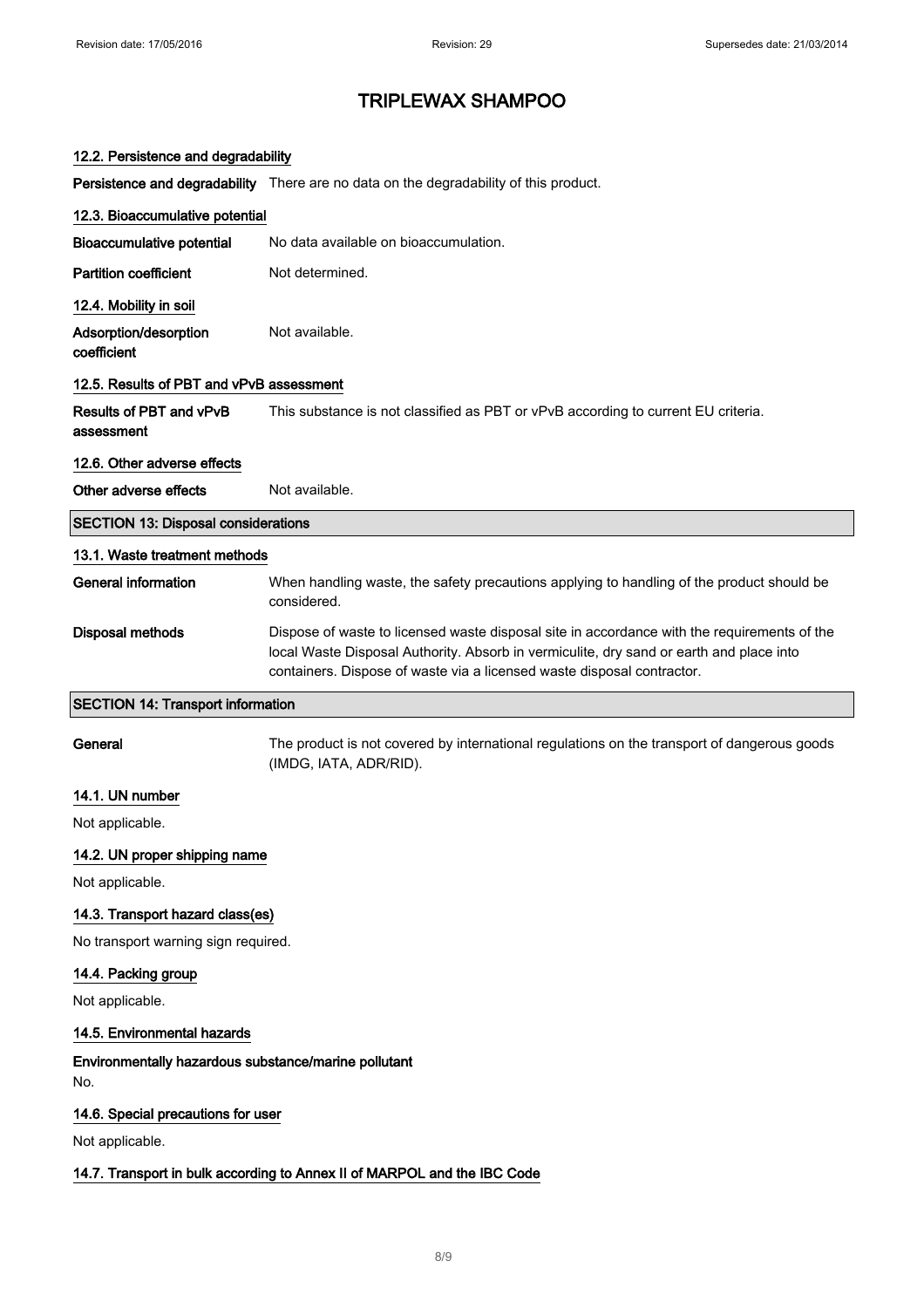## 12.2. Persistence and degradability

**Persistence and degradability** There are no data on the degradability of this product.

## 12.3. Bioaccumulative potential

**Bioaccumulative potential** No data available on bioaccumulation.

**Partition coefficient** Not determined.

## 12.4. Mobility in soil

**Adsorption/desorption coefficient** Not available.

## 12.5. Results of PBT and vPvB assessment

**Results of PBT and vPvB assessment** This substance is not classified as PBT or vPvB according to current EU criteria.

## 12.6. Other adverse effects

**Other adverse effects** Not available.

# SECTION 13: Disposal considerations

## 13.1. Waste treatment methods

**General information** When handling waste, the safety precautions applying to handling of the product should be considered.

**Disposal methods** Dispose of waste to licensed waste disposal site in accordance with the requirements of the local Waste Disposal Authority. Absorb in vermiculite, dry sand or earth and place into containers. Dispose of waste via a licensed waste disposal contractor.

# SECTION 14: Transport information

**General** The product is not covered by international regulations on the transport of dangerous goods (IMDG, IATA, ADR/RID).

## 14.1. UN number

Not applicable.

## 14.2. UN proper shipping name

Not applicable.

## 14.3. Transport hazard class(es)

No transport warning sign required.

## 14.4. Packing group

Not applicable.

## 14.5. Environmental hazards

**Environmentally hazardous substance/marine pollutant**

No.

## 14.6. Special precautions for user

Not applicable.

## 14.7. Transport in bulk according to Annex II of MARPOL and the IBC Code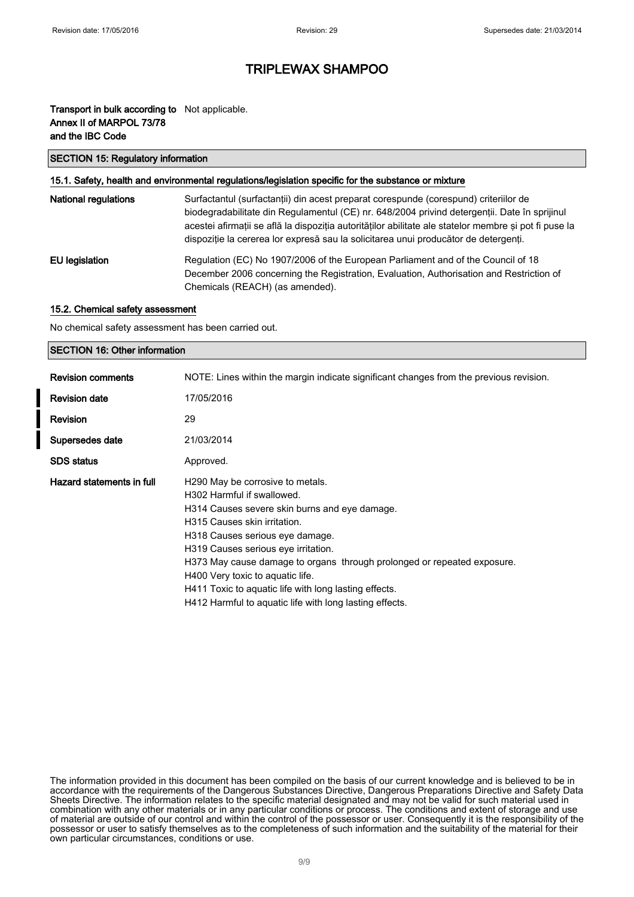# TRIPLEWAX SHAMPOO

**Transport in bulk according to Annex II of MARPOL 73/78 and the IBC Code** Not applicable.

## SECTION 15: Regulatory information

### 15.1. Safety, health and environmental regulations/legislation specific for the substance or mixture

**National regulations** Surfactantul (surfactanții) din acest preparat corespunde (corespund) criteriilor de biodegradabilitate din Regulamentul (CE) nr. 648/2004 privind detergenții. Date în sprijinul acestei afirmații se află la dispoziția autorităților abilitate ale statelor membre și pot fi puse la dispoziție la cererea lor expresă sau la solicitarea unui producător de detergenți.

**EU legislation** Regulation (EC) No 1907/2006 of the European Parliament and of the Council of 18 December 2006 concerning the Registration, Evaluation, Authorisation and Restriction of Chemicals (REACH) (as amended).

### 15.2. Chemical safety assessment

No chemical safety assessment has been carried out.

## SECTION 16: Other information

**Revision comments** NOTE: Lines within the margin indicate significant changes from the previous revision.

**Revision date** 17/05/2016

**Revision** 29

**Supersedes date** 21/03/2014

**SDS status** Approved.

**Hazard statements in full**
H290 May be corrosive to metals.
H302 Harmful if swallowed.
H314 Causes severe skin burns and eye damage.
H315 Causes skin irritation.
H318 Causes serious eye damage.
H319 Causes serious eye irritation.
H373 May cause damage to organs through prolonged or repeated exposure.
H400 Very toxic to aquatic life.
H411 Toxic to aquatic life with long lasting effects.
H412 Harmful to aquatic life with long lasting effects.

The information provided in this document has been compiled on the basis of our current knowledge and is believed to be in accordance with the requirements of the Dangerous Substances Directive, Dangerous Preparations Directive and Safety Data Sheets Directive. The information relates to the specific material designated and may not be valid for such material used in combination with any other materials or in any particular conditions or process. The conditions and extent of storage and use of material are outside of our control and within the control of the possessor or user. Consequently it is the responsibility of the possessor or user to satisfy themselves as to the completeness of such information and the suitability of the material for their own particular circumstances, conditions or use.